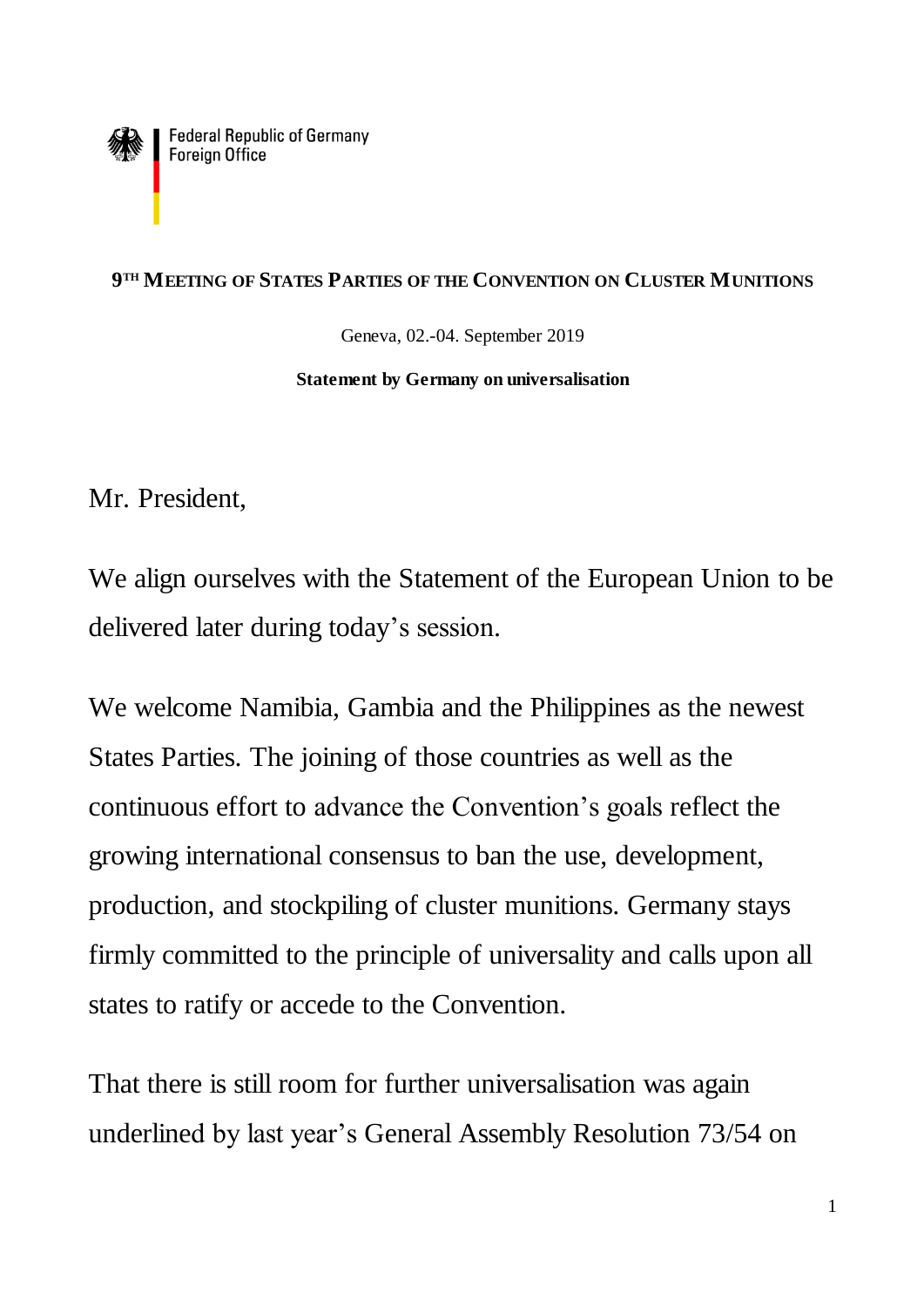Federal Republic of Germany
Foreign Office

**9TH MEETING OF STATES PARTIES OF THE CONVENTION ON CLUSTER MUNITIONS**

Geneva, 02.-04. September 2019

**Statement by Germany on universalisation**

Mr. President,

We align ourselves with the Statement of the European Union to be delivered later during today's session.

We welcome Namibia, Gambia and the Philippines as the newest States Parties. The joining of those countries as well as the continuous effort to advance the Convention's goals reflect the growing international consensus to ban the use, development, production, and stockpiling of cluster munitions. Germany stays firmly committed to the principle of universality and calls upon all states to ratify or accede to the Convention.

That there is still room for further universalisation was again underlined by last year's General Assembly Resolution 73/54 on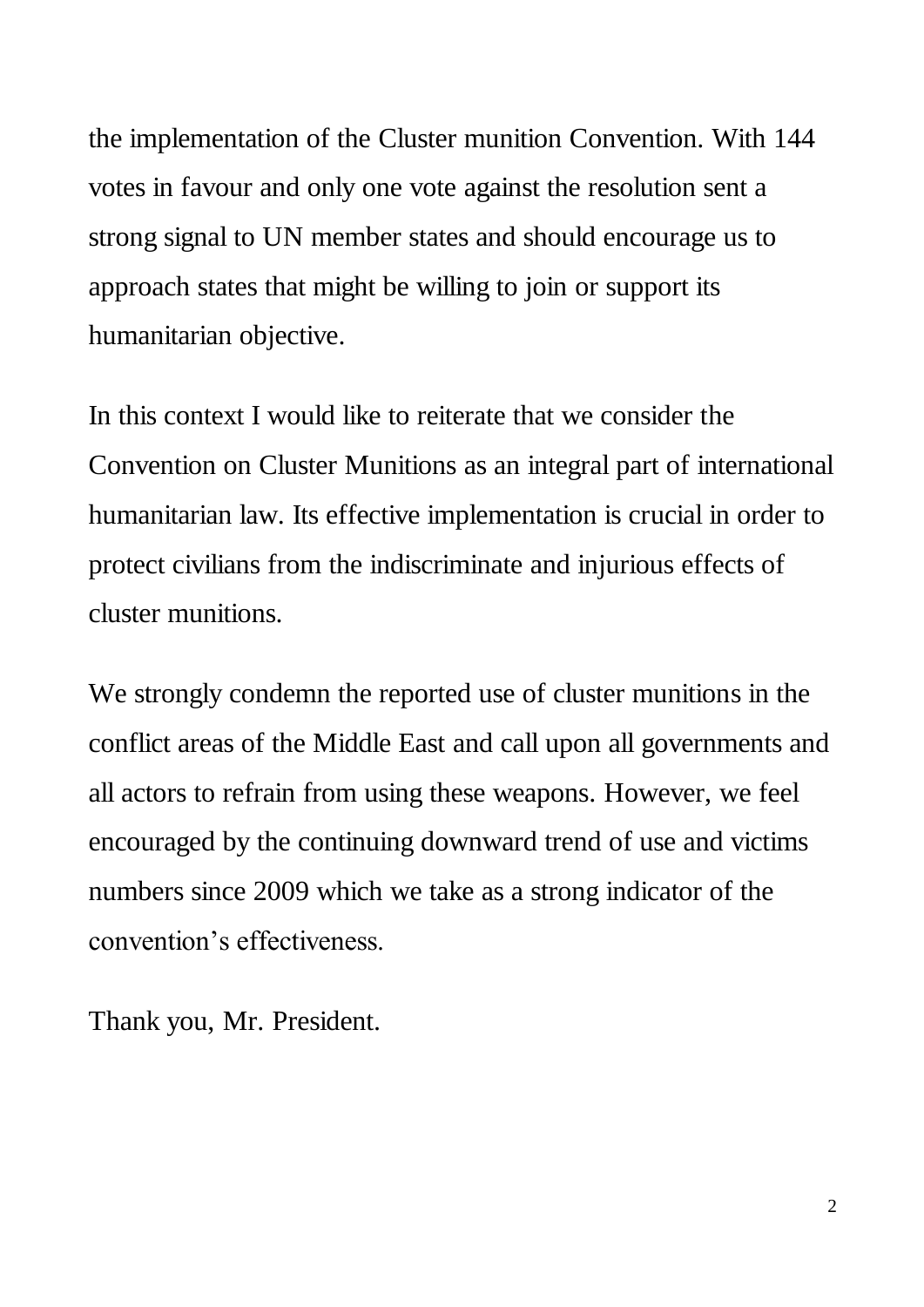the implementation of the Cluster munition Convention. With 144 votes in favour and only one vote against the resolution sent a strong signal to UN member states and should encourage us to approach states that might be willing to join or support its humanitarian objective.

In this context I would like to reiterate that we consider the Convention on Cluster Munitions as an integral part of international humanitarian law. Its effective implementation is crucial in order to protect civilians from the indiscriminate and injurious effects of cluster munitions.

We strongly condemn the reported use of cluster munitions in the conflict areas of the Middle East and call upon all governments and all actors to refrain from using these weapons. However, we feel encouraged by the continuing downward trend of use and victims numbers since 2009 which we take as a strong indicator of the convention's effectiveness.

Thank you, Mr. President.